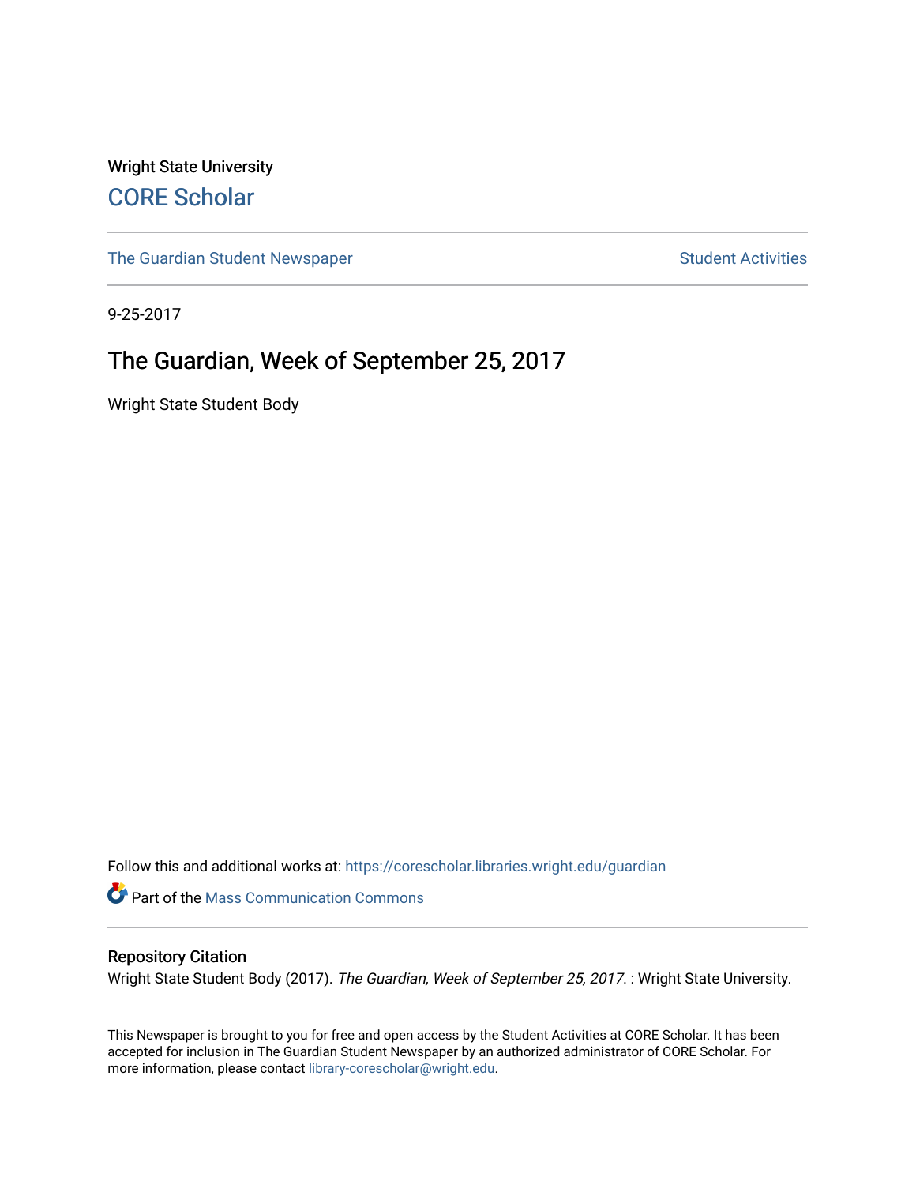Wright State University

CORE Scholar

The Guardian Student Newspaper

Student Activities

9-25-2017

# The Guardian, Week of September 25, 2017

Wright State Student Body

Follow this and additional works at: https://corescholar.libraries.wright.edu/guardian

Part of the Mass Communication Commons

## Repository Citation

Wright State Student Body (2017). *The Guardian, Week of September 25, 2017.* : Wright State University.

This Newspaper is brought to you for free and open access by the Student Activities at CORE Scholar. It has been accepted for inclusion in The Guardian Student Newspaper by an authorized administrator of CORE Scholar. For more information, please contact library-corescholar@wright.edu.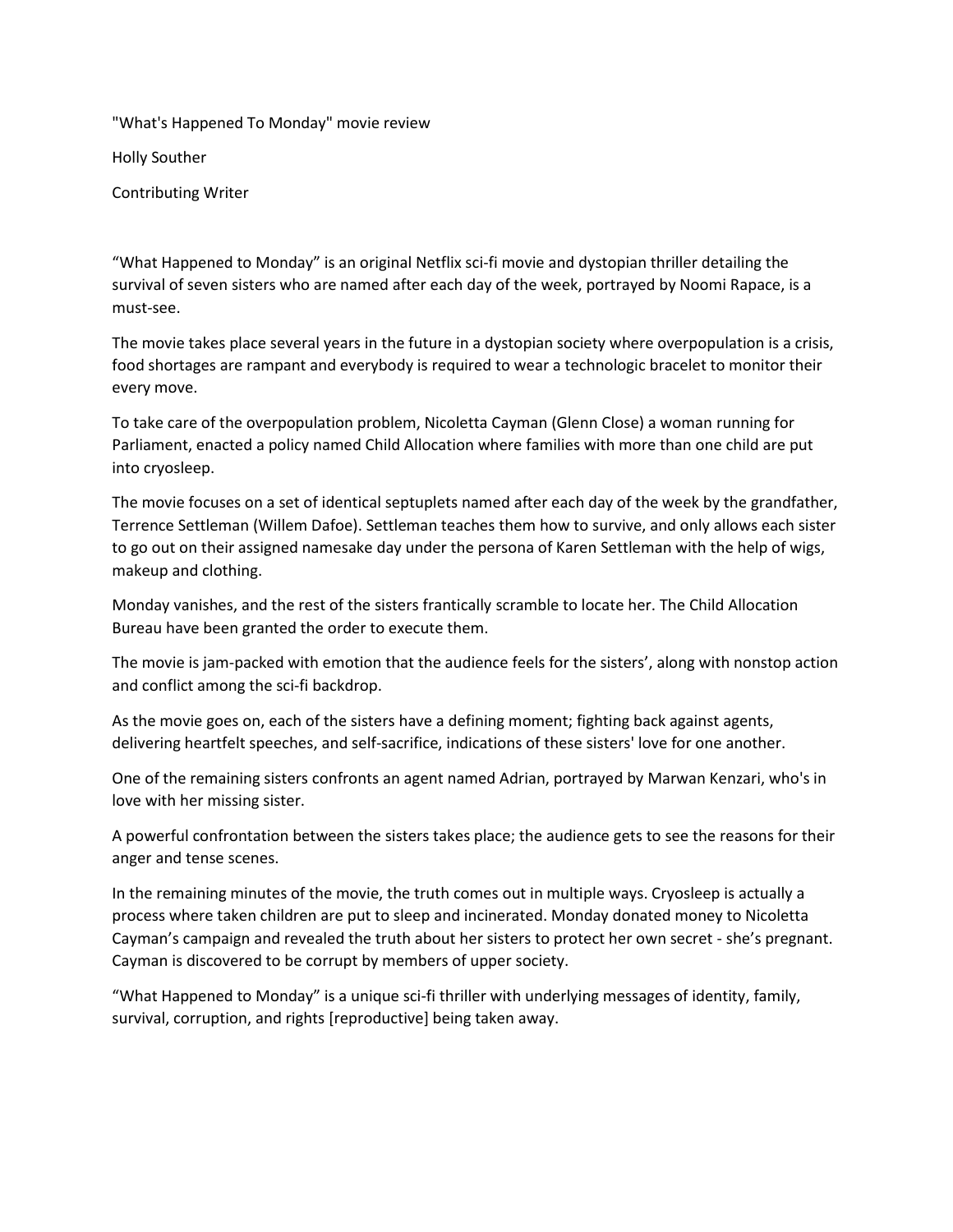"What's Happened To Monday" movie review

Holly Souther

Contributing Writer

"What Happened to Monday" is an original Netflix sci-fi movie and dystopian thriller detailing the survival of seven sisters who are named after each day of the week, portrayed by Noomi Rapace, is a must-see.

The movie takes place several years in the future in a dystopian society where overpopulation is a crisis, food shortages are rampant and everybody is required to wear a technologic bracelet to monitor their every move.

To take care of the overpopulation problem, Nicoletta Cayman (Glenn Close) a woman running for Parliament, enacted a policy named Child Allocation where families with more than one child are put into cryosleep.

The movie focuses on a set of identical septuplets named after each day of the week by the grandfather, Terrence Settleman (Willem Dafoe). Settleman teaches them how to survive, and only allows each sister to go out on their assigned namesake day under the persona of Karen Settleman with the help of wigs, makeup and clothing.

Monday vanishes, and the rest of the sisters frantically scramble to locate her. The Child Allocation Bureau have been granted the order to execute them.

The movie is jam-packed with emotion that the audience feels for the sisters', along with nonstop action and conflict among the sci-fi backdrop.

As the movie goes on, each of the sisters have a defining moment; fighting back against agents, delivering heartfelt speeches, and self-sacrifice, indications of these sisters' love for one another.

One of the remaining sisters confronts an agent named Adrian, portrayed by Marwan Kenzari, who's in love with her missing sister.

A powerful confrontation between the sisters takes place; the audience gets to see the reasons for their anger and tense scenes.

In the remaining minutes of the movie, the truth comes out in multiple ways. Cryosleep is actually a process where taken children are put to sleep and incinerated. Monday donated money to Nicoletta Cayman's campaign and revealed the truth about her sisters to protect her own secret - she's pregnant. Cayman is discovered to be corrupt by members of upper society.

"What Happened to Monday" is a unique sci-fi thriller with underlying messages of identity, family, survival, corruption, and rights [reproductive] being taken away.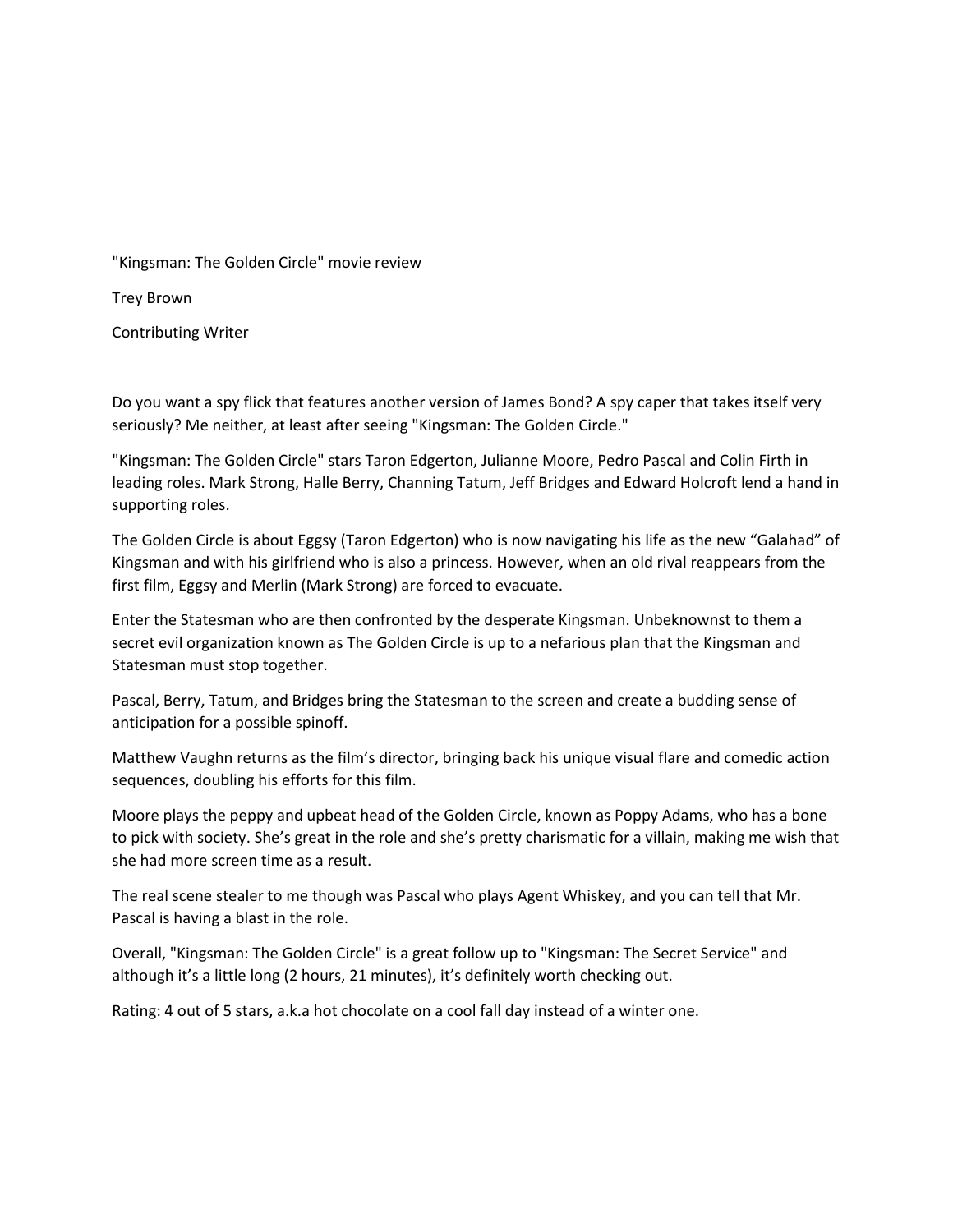# "Kingsman: The Golden Circle" movie review

Trey Brown

Contributing Writer

Do you want a spy flick that features another version of James Bond? A spy caper that takes itself very seriously? Me neither, at least after seeing "Kingsman: The Golden Circle."

"Kingsman: The Golden Circle" stars Taron Edgerton, Julianne Moore, Pedro Pascal and Colin Firth in leading roles. Mark Strong, Halle Berry, Channing Tatum, Jeff Bridges and Edward Holcroft lend a hand in supporting roles.

The Golden Circle is about Eggsy (Taron Edgerton) who is now navigating his life as the new "Galahad" of Kingsman and with his girlfriend who is also a princess. However, when an old rival reappears from the first film, Eggsy and Merlin (Mark Strong) are forced to evacuate.

Enter the Statesman who are then confronted by the desperate Kingsman. Unbeknownst to them a secret evil organization known as The Golden Circle is up to a nefarious plan that the Kingsman and Statesman must stop together.

Pascal, Berry, Tatum, and Bridges bring the Statesman to the screen and create a budding sense of anticipation for a possible spinoff.

Matthew Vaughn returns as the film's director, bringing back his unique visual flare and comedic action sequences, doubling his efforts for this film.

Moore plays the peppy and upbeat head of the Golden Circle, known as Poppy Adams, who has a bone to pick with society. She's great in the role and she's pretty charismatic for a villain, making me wish that she had more screen time as a result.

The real scene stealer to me though was Pascal who plays Agent Whiskey, and you can tell that Mr. Pascal is having a blast in the role.

Overall, "Kingsman: The Golden Circle" is a great follow up to "Kingsman: The Secret Service" and although it's a little long (2 hours, 21 minutes), it's definitely worth checking out.

Rating: 4 out of 5 stars, a.k.a hot chocolate on a cool fall day instead of a winter one.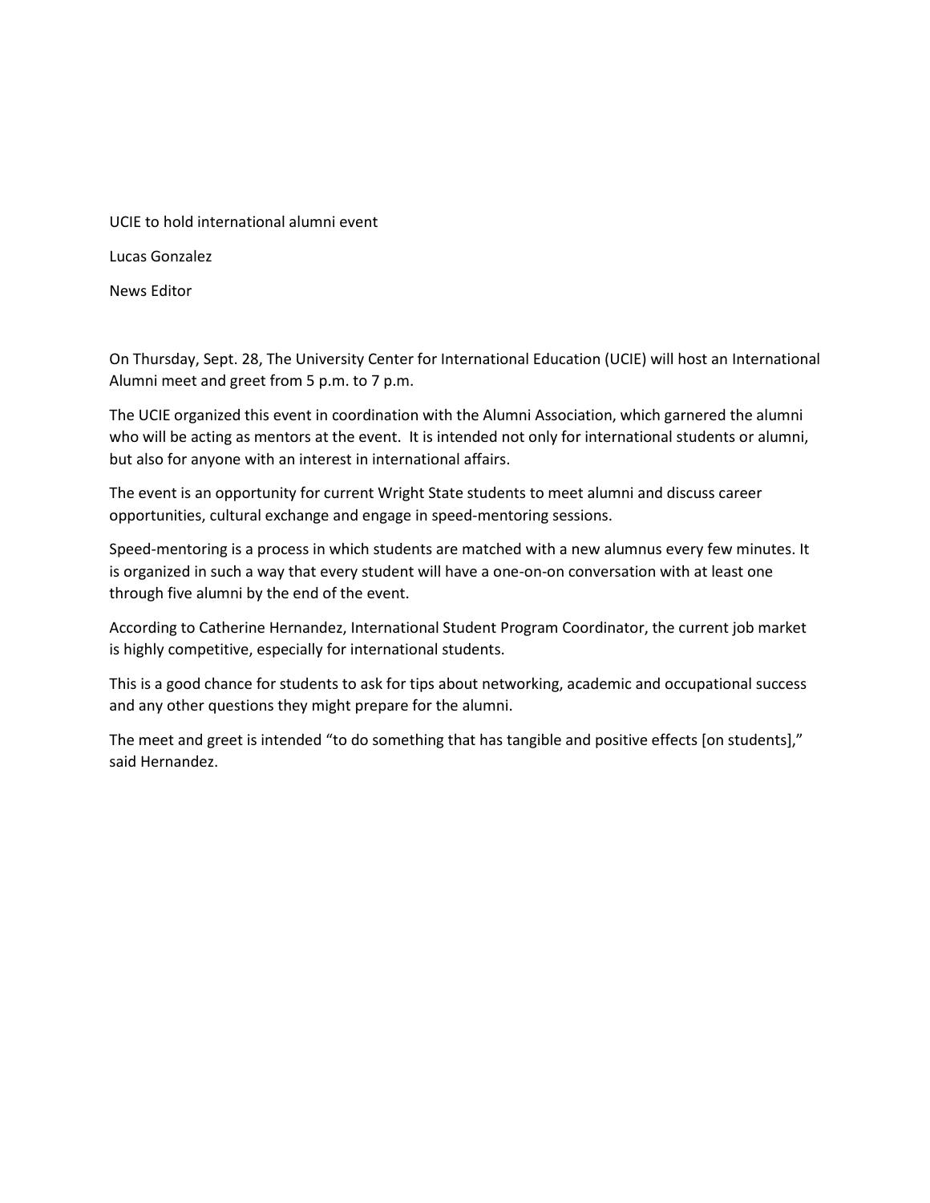# UCIE to hold international alumni event

Lucas Gonzalez

News Editor

On Thursday, Sept. 28, The University Center for International Education (UCIE) will host an International Alumni meet and greet from 5 p.m. to 7 p.m.

The UCIE organized this event in coordination with the Alumni Association, which garnered the alumni who will be acting as mentors at the event. It is intended not only for international students or alumni, but also for anyone with an interest in international affairs.

The event is an opportunity for current Wright State students to meet alumni and discuss career opportunities, cultural exchange and engage in speed-mentoring sessions.

Speed-mentoring is a process in which students are matched with a new alumnus every few minutes. It is organized in such a way that every student will have a one-on-on conversation with at least one through five alumni by the end of the event.

According to Catherine Hernandez, International Student Program Coordinator, the current job market is highly competitive, especially for international students.

This is a good chance for students to ask for tips about networking, academic and occupational success and any other questions they might prepare for the alumni.

The meet and greet is intended "to do something that has tangible and positive effects [on students]," said Hernandez.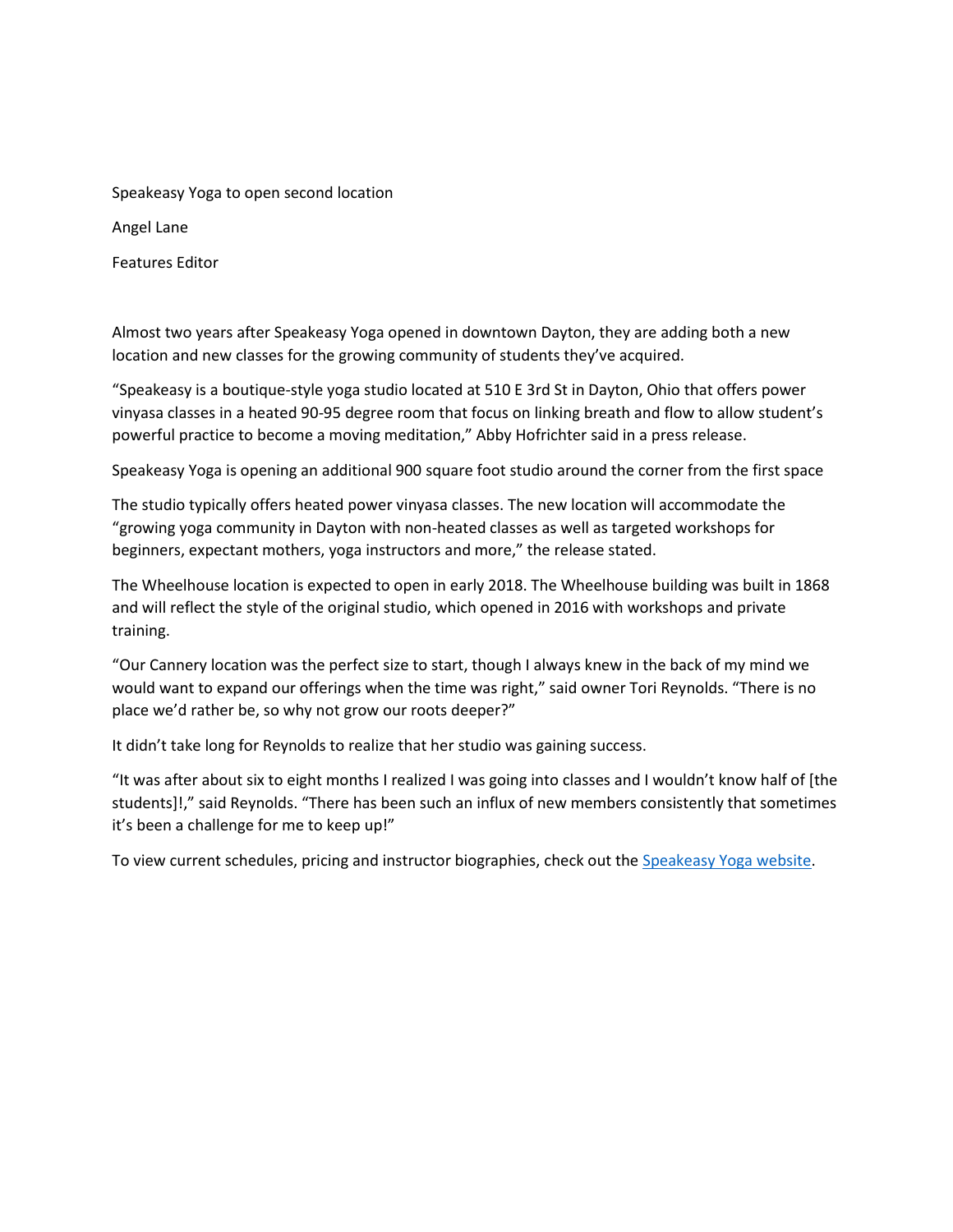Speakeasy Yoga to open second location

Angel Lane

Features Editor

Almost two years after Speakeasy Yoga opened in downtown Dayton, they are adding both a new location and new classes for the growing community of students they've acquired.

"Speakeasy is a boutique-style yoga studio located at 510 E 3rd St in Dayton, Ohio that offers power vinyasa classes in a heated 90-95 degree room that focus on linking breath and flow to allow student's powerful practice to become a moving meditation," Abby Hofrichter said in a press release.

Speakeasy Yoga is opening an additional 900 square foot studio around the corner from the first space

The studio typically offers heated power vinyasa classes. The new location will accommodate the "growing yoga community in Dayton with non-heated classes as well as targeted workshops for beginners, expectant mothers, yoga instructors and more," the release stated.

The Wheelhouse location is expected to open in early 2018. The Wheelhouse building was built in 1868 and will reflect the style of the original studio, which opened in 2016 with workshops and private training.

"Our Cannery location was the perfect size to start, though I always knew in the back of my mind we would want to expand our offerings when the time was right," said owner Tori Reynolds. "There is no place we'd rather be, so why not grow our roots deeper?"

It didn't take long for Reynolds to realize that her studio was gaining success.

"It was after about six to eight months I realized I was going into classes and I wouldn't know half of [the students]!," said Reynolds. "There has been such an influx of new members consistently that sometimes it's been a challenge for me to keep up!"

To view current schedules, pricing and instructor biographies, check out the [Speakeasy Yoga website](#).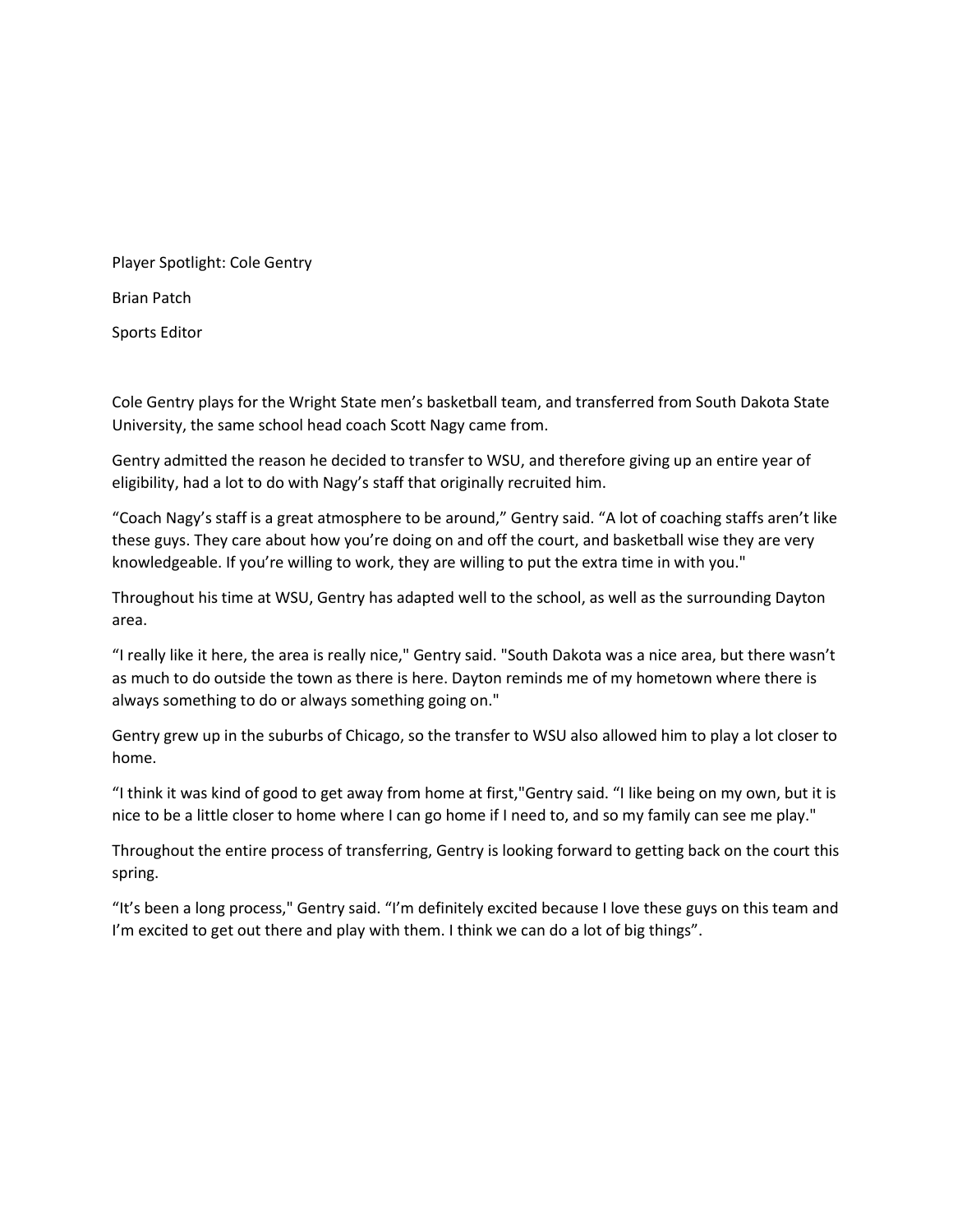# Player Spotlight: Cole Gentry

Brian Patch

Sports Editor

Cole Gentry plays for the Wright State men's basketball team, and transferred from South Dakota State University, the same school head coach Scott Nagy came from.

Gentry admitted the reason he decided to transfer to WSU, and therefore giving up an entire year of eligibility, had a lot to do with Nagy's staff that originally recruited him.

"Coach Nagy's staff is a great atmosphere to be around," Gentry said. "A lot of coaching staffs aren't like these guys. They care about how you're doing on and off the court, and basketball wise they are very knowledgeable. If you're willing to work, they are willing to put the extra time in with you."

Throughout his time at WSU, Gentry has adapted well to the school, as well as the surrounding Dayton area.

"I really like it here, the area is really nice," Gentry said. "South Dakota was a nice area, but there wasn't as much to do outside the town as there is here. Dayton reminds me of my hometown where there is always something to do or always something going on."

Gentry grew up in the suburbs of Chicago, so the transfer to WSU also allowed him to play a lot closer to home.

"I think it was kind of good to get away from home at first,"Gentry said. "I like being on my own, but it is nice to be a little closer to home where I can go home if I need to, and so my family can see me play."

Throughout the entire process of transferring, Gentry is looking forward to getting back on the court this spring.

"It's been a long process," Gentry said. "I'm definitely excited because I love these guys on this team and I'm excited to get out there and play with them. I think we can do a lot of big things".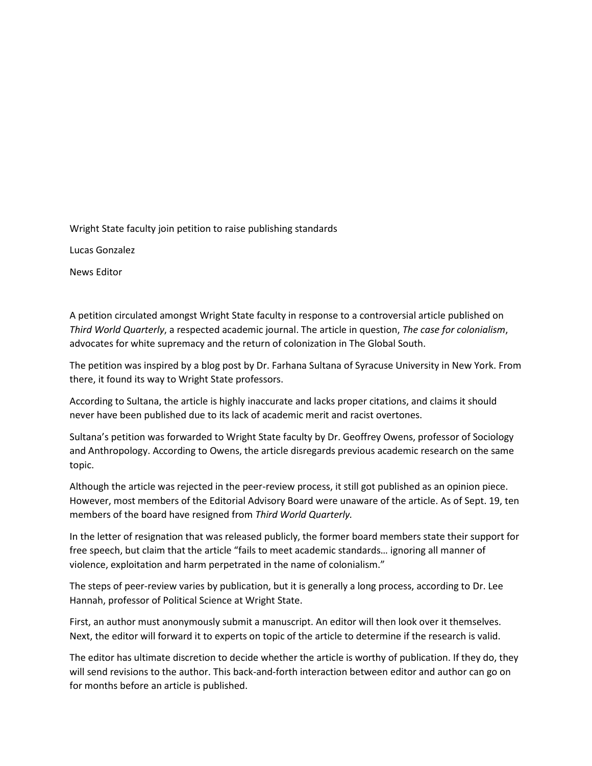# Wright State faculty join petition to raise publishing standards

Lucas Gonzalez

News Editor

A petition circulated amongst Wright State faculty in response to a controversial article published on *Third World Quarterly*, a respected academic journal. The article in question, *The case for colonialism*, advocates for white supremacy and the return of colonization in The Global South.

The petition was inspired by a blog post by Dr. Farhana Sultana of Syracuse University in New York. From there, it found its way to Wright State professors.

According to Sultana, the article is highly inaccurate and lacks proper citations, and claims it should never have been published due to its lack of academic merit and racist overtones.

Sultana's petition was forwarded to Wright State faculty by Dr. Geoffrey Owens, professor of Sociology and Anthropology. According to Owens, the article disregards previous academic research on the same topic.

Although the article was rejected in the peer-review process, it still got published as an opinion piece. However, most members of the Editorial Advisory Board were unaware of the article. As of Sept. 19, ten members of the board have resigned from *Third World Quarterly.*

In the letter of resignation that was released publicly, the former board members state their support for free speech, but claim that the article "fails to meet academic standards… ignoring all manner of violence, exploitation and harm perpetrated in the name of colonialism."

The steps of peer-review varies by publication, but it is generally a long process, according to Dr. Lee Hannah, professor of Political Science at Wright State.

First, an author must anonymously submit a manuscript. An editor will then look over it themselves. Next, the editor will forward it to experts on topic of the article to determine if the research is valid.

The editor has ultimate discretion to decide whether the article is worthy of publication. If they do, they will send revisions to the author. This back-and-forth interaction between editor and author can go on for months before an article is published.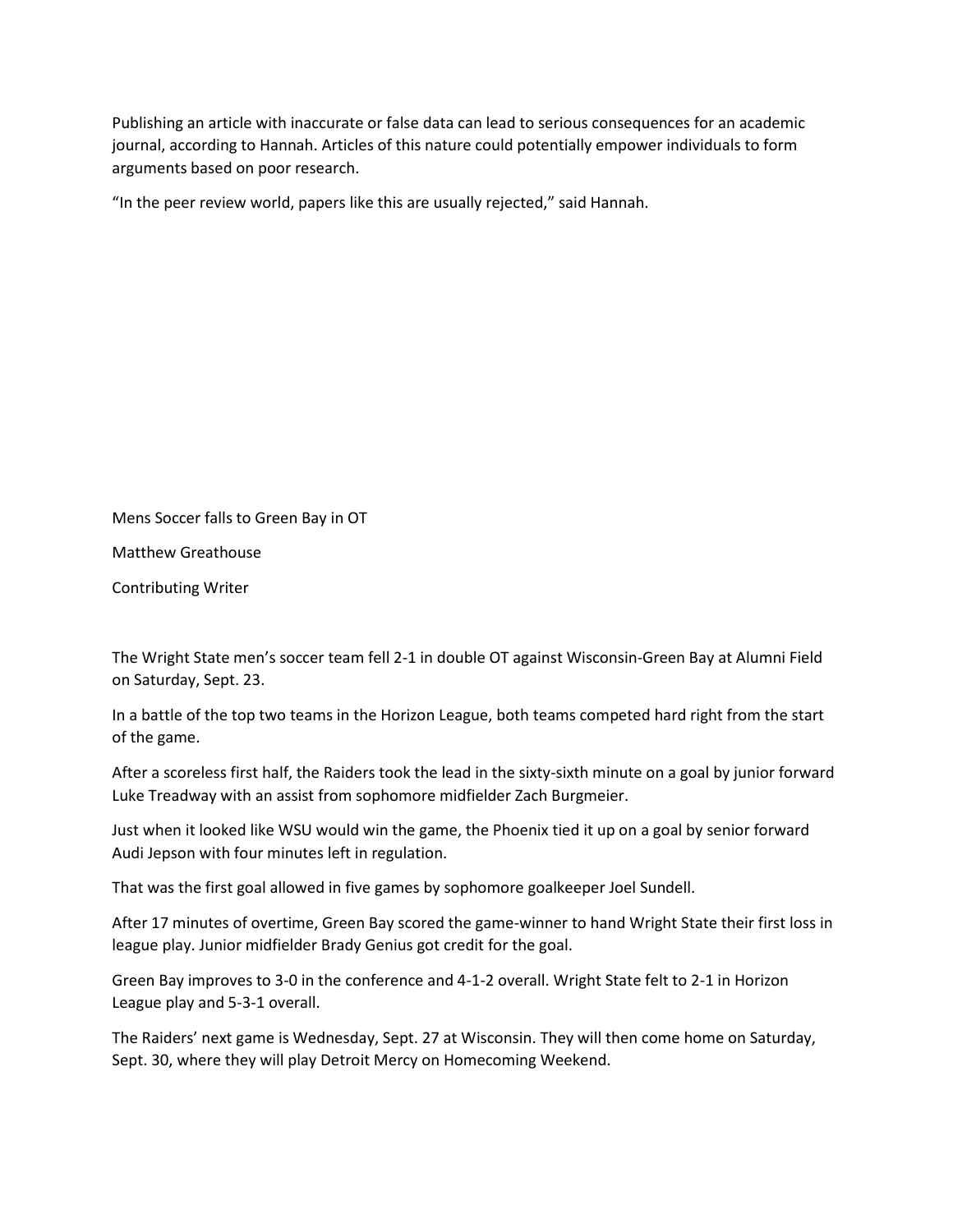Publishing an article with inaccurate or false data can lead to serious consequences for an academic journal, according to Hannah. Articles of this nature could potentially empower individuals to form arguments based on poor research.

"In the peer review world, papers like this are usually rejected," said Hannah.

## Mens Soccer falls to Green Bay in OT

Matthew Greathouse

Contributing Writer

The Wright State men's soccer team fell 2-1 in double OT against Wisconsin-Green Bay at Alumni Field on Saturday, Sept. 23.

In a battle of the top two teams in the Horizon League, both teams competed hard right from the start of the game.

After a scoreless first half, the Raiders took the lead in the sixty-sixth minute on a goal by junior forward Luke Treadway with an assist from sophomore midfielder Zach Burgmeier.

Just when it looked like WSU would win the game, the Phoenix tied it up on a goal by senior forward Audi Jepson with four minutes left in regulation.

That was the first goal allowed in five games by sophomore goalkeeper Joel Sundell.

After 17 minutes of overtime, Green Bay scored the game-winner to hand Wright State their first loss in league play. Junior midfielder Brady Genius got credit for the goal.

Green Bay improves to 3-0 in the conference and 4-1-2 overall. Wright State felt to 2-1 in Horizon League play and 5-3-1 overall.

The Raiders' next game is Wednesday, Sept. 27 at Wisconsin. They will then come home on Saturday, Sept. 30, where they will play Detroit Mercy on Homecoming Weekend.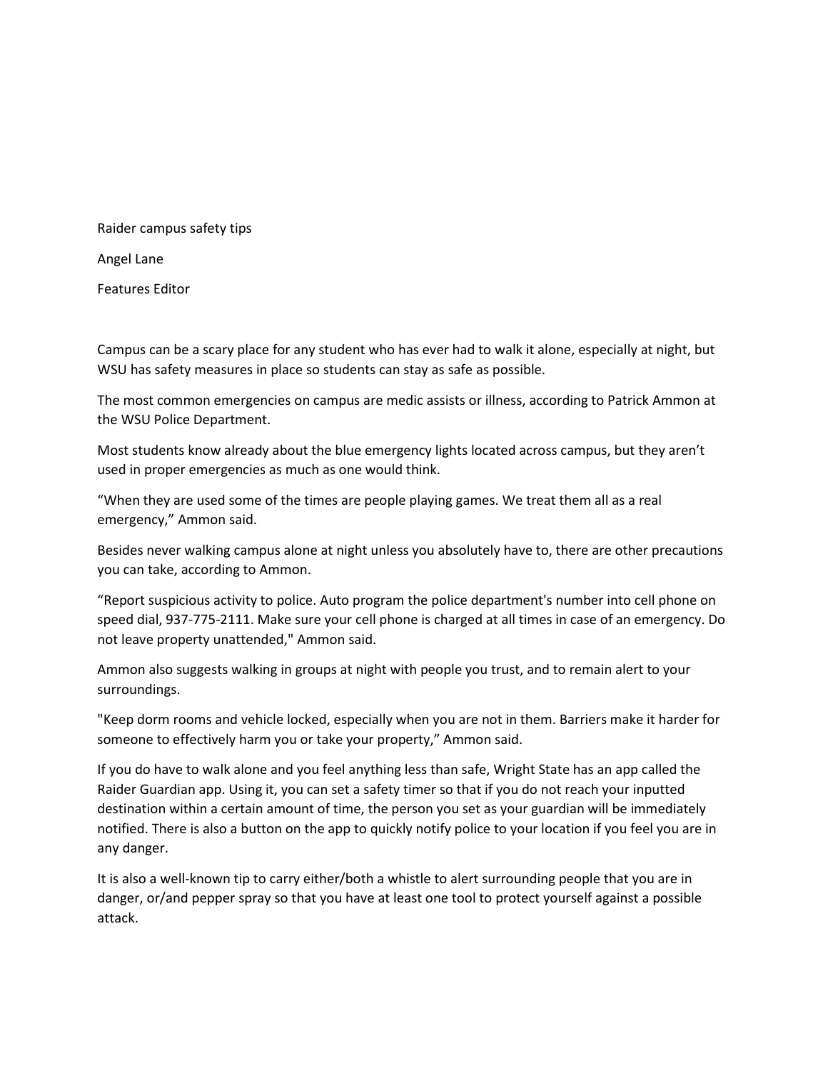# Raider campus safety tips

Angel Lane

Features Editor

Campus can be a scary place for any student who has ever had to walk it alone, especially at night, but WSU has safety measures in place so students can stay as safe as possible.

The most common emergencies on campus are medic assists or illness, according to Patrick Ammon at the WSU Police Department.

Most students know already about the blue emergency lights located across campus, but they aren't used in proper emergencies as much as one would think.

"When they are used some of the times are people playing games. We treat them all as a real emergency," Ammon said.

Besides never walking campus alone at night unless you absolutely have to, there are other precautions you can take, according to Ammon.

"Report suspicious activity to police. Auto program the police department's number into cell phone on speed dial, 937-775-2111. Make sure your cell phone is charged at all times in case of an emergency. Do not leave property unattended," Ammon said.

Ammon also suggests walking in groups at night with people you trust, and to remain alert to your surroundings.

"Keep dorm rooms and vehicle locked, especially when you are not in them. Barriers make it harder for someone to effectively harm you or take your property," Ammon said.

If you do have to walk alone and you feel anything less than safe, Wright State has an app called the Raider Guardian app. Using it, you can set a safety timer so that if you do not reach your inputted destination within a certain amount of time, the person you set as your guardian will be immediately notified. There is also a button on the app to quickly notify police to your location if you feel you are in any danger.

It is also a well-known tip to carry either/both a whistle to alert surrounding people that you are in danger, or/and pepper spray so that you have at least one tool to protect yourself against a possible attack.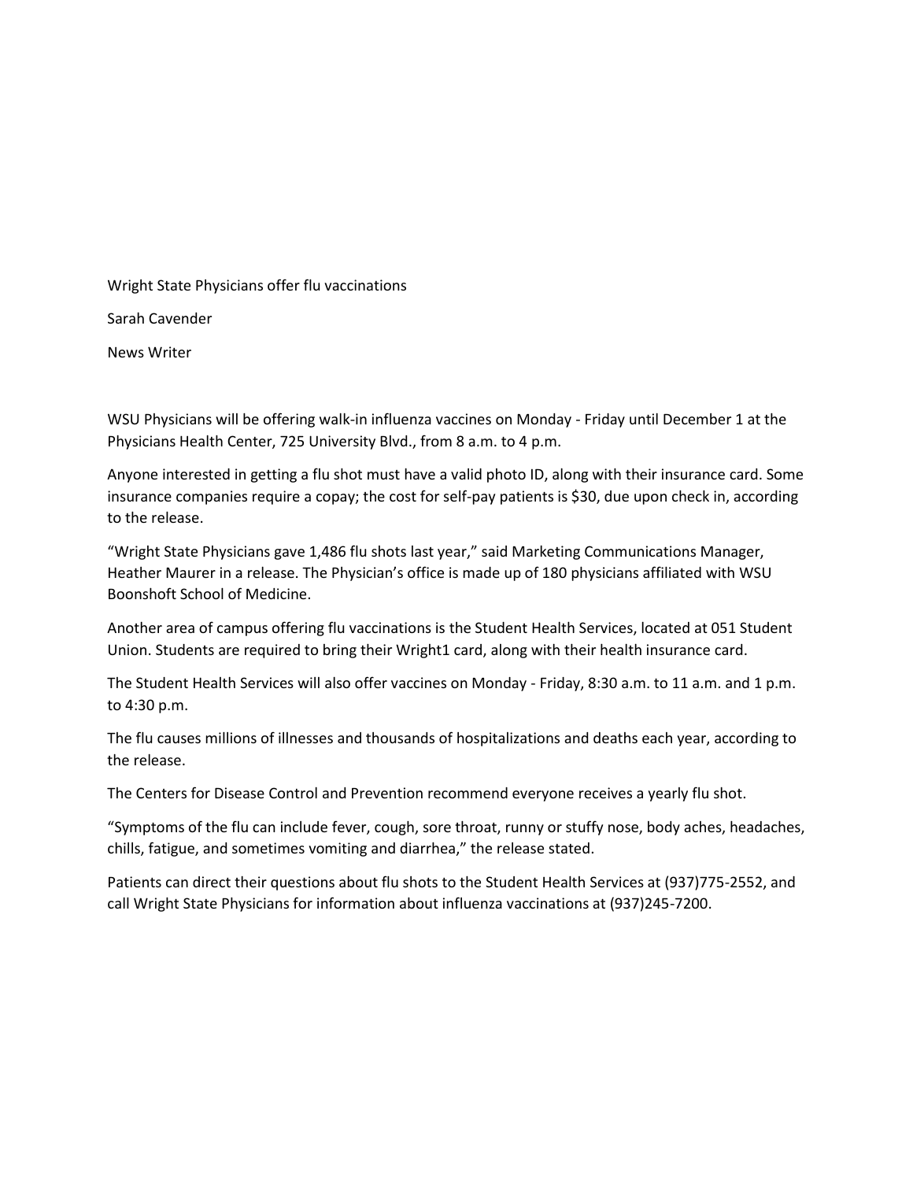# Wright State Physicians offer flu vaccinations

Sarah Cavender

News Writer

WSU Physicians will be offering walk-in influenza vaccines on Monday - Friday until December 1 at the Physicians Health Center, 725 University Blvd., from 8 a.m. to 4 p.m.

Anyone interested in getting a flu shot must have a valid photo ID, along with their insurance card. Some insurance companies require a copay; the cost for self-pay patients is $30, due upon check in, according to the release.

"Wright State Physicians gave 1,486 flu shots last year," said Marketing Communications Manager, Heather Maurer in a release. The Physician's office is made up of 180 physicians affiliated with WSU Boonshoft School of Medicine.

Another area of campus offering flu vaccinations is the Student Health Services, located at 051 Student Union. Students are required to bring their Wright1 card, along with their health insurance card.

The Student Health Services will also offer vaccines on Monday - Friday, 8:30 a.m. to 11 a.m. and 1 p.m. to 4:30 p.m.

The flu causes millions of illnesses and thousands of hospitalizations and deaths each year, according to the release.

The Centers for Disease Control and Prevention recommend everyone receives a yearly flu shot.

"Symptoms of the flu can include fever, cough, sore throat, runny or stuffy nose, body aches, headaches, chills, fatigue, and sometimes vomiting and diarrhea," the release stated.

Patients can direct their questions about flu shots to the Student Health Services at (937)775-2552, and call Wright State Physicians for information about influenza vaccinations at (937)245-7200.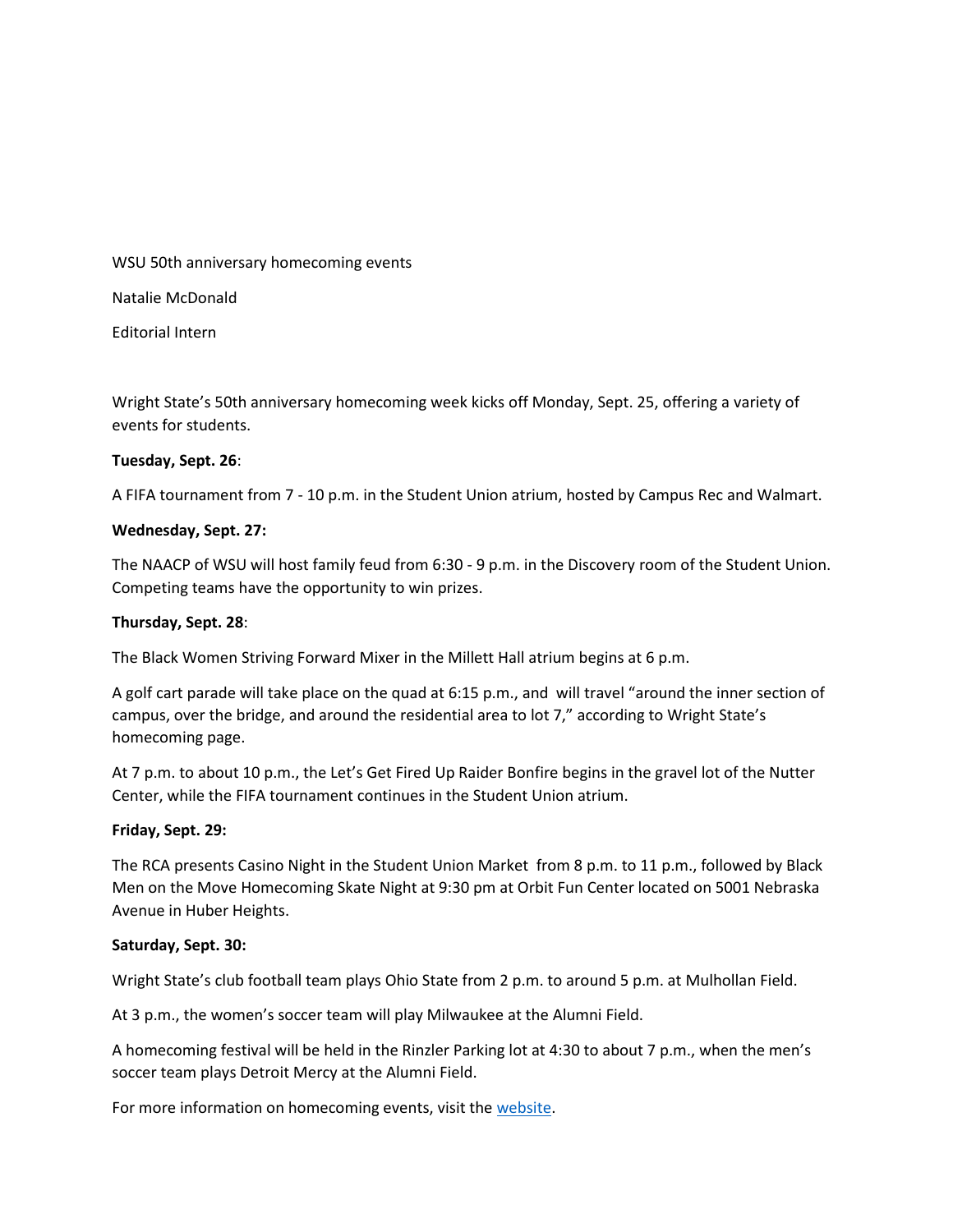WSU 50th anniversary homecoming events

Natalie McDonald

Editorial Intern

Wright State's 50th anniversary homecoming week kicks off Monday, Sept. 25, offering a variety of events for students.

**Tuesday, Sept. 26**:

A FIFA tournament from 7 - 10 p.m. in the Student Union atrium, hosted by Campus Rec and Walmart.

**Wednesday, Sept. 27:**

The NAACP of WSU will host family feud from 6:30 - 9 p.m. in the Discovery room of the Student Union. Competing teams have the opportunity to win prizes.

**Thursday, Sept. 28**:

The Black Women Striving Forward Mixer in the Millett Hall atrium begins at 6 p.m.

A golf cart parade will take place on the quad at 6:15 p.m., and will travel "around the inner section of campus, over the bridge, and around the residential area to lot 7," according to Wright State's homecoming page.

At 7 p.m. to about 10 p.m., the Let's Get Fired Up Raider Bonfire begins in the gravel lot of the Nutter Center, while the FIFA tournament continues in the Student Union atrium.

**Friday, Sept. 29:**

The RCA presents Casino Night in the Student Union Market from 8 p.m. to 11 p.m., followed by Black Men on the Move Homecoming Skate Night at 9:30 pm at Orbit Fun Center located on 5001 Nebraska Avenue in Huber Heights.

**Saturday, Sept. 30:**

Wright State's club football team plays Ohio State from 2 p.m. to around 5 p.m. at Mulhollan Field.

At 3 p.m., the women's soccer team will play Milwaukee at the Alumni Field.

A homecoming festival will be held in the Rinzler Parking lot at 4:30 to about 7 p.m., when the men's soccer team plays Detroit Mercy at the Alumni Field.

For more information on homecoming events, visit the website.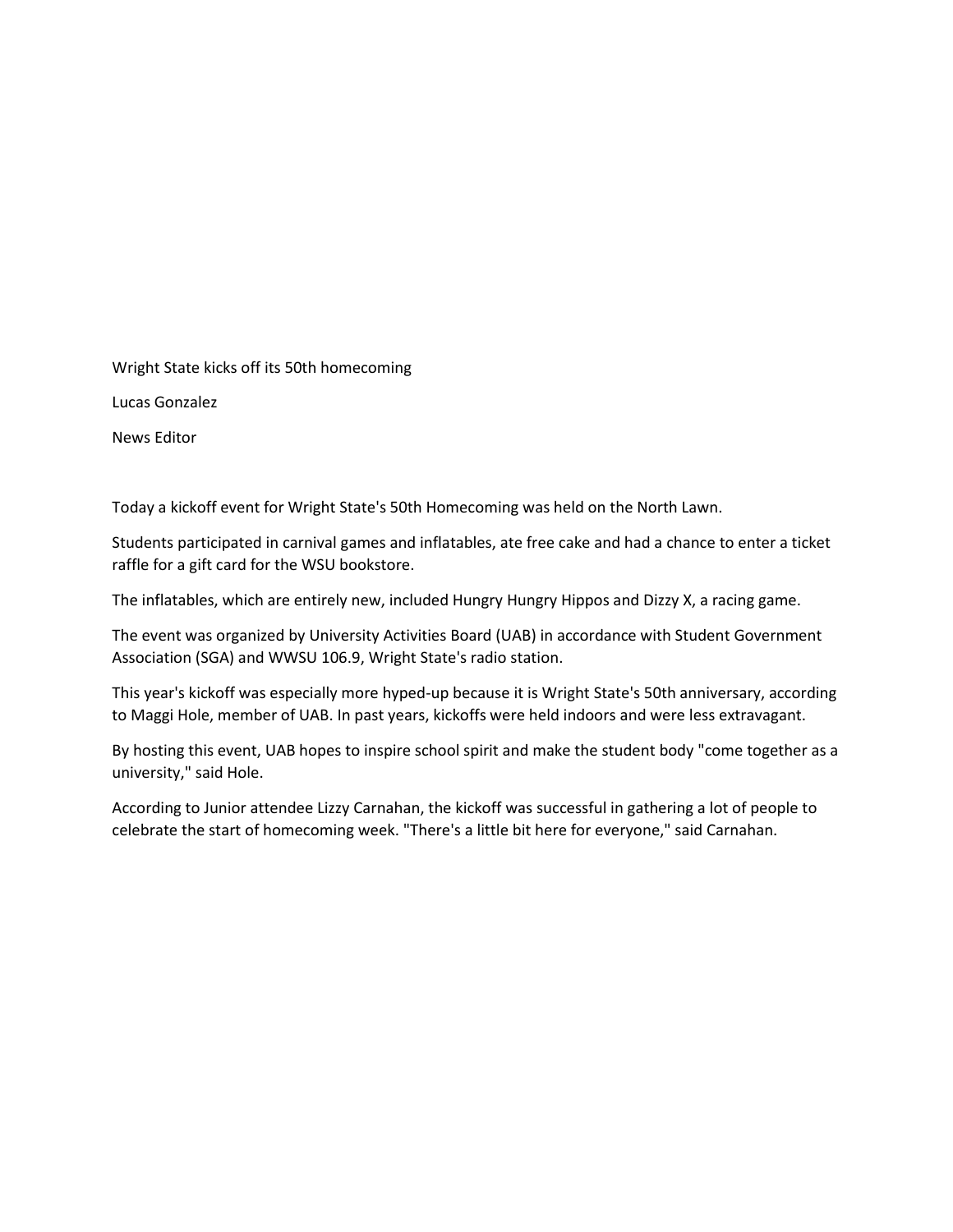# Wright State kicks off its 50th homecoming

Lucas Gonzalez

News Editor

Today a kickoff event for Wright State's 50th Homecoming was held on the North Lawn.

Students participated in carnival games and inflatables, ate free cake and had a chance to enter a ticket raffle for a gift card for the WSU bookstore.

The inflatables, which are entirely new, included Hungry Hungry Hippos and Dizzy X, a racing game.

The event was organized by University Activities Board (UAB) in accordance with Student Government Association (SGA) and WWSU 106.9, Wright State's radio station.

This year's kickoff was especially more hyped-up because it is Wright State's 50th anniversary, according to Maggi Hole, member of UAB. In past years, kickoffs were held indoors and were less extravagant.

By hosting this event, UAB hopes to inspire school spirit and make the student body "come together as a university," said Hole.

According to Junior attendee Lizzy Carnahan, the kickoff was successful in gathering a lot of people to celebrate the start of homecoming week. "There's a little bit here for everyone," said Carnahan.